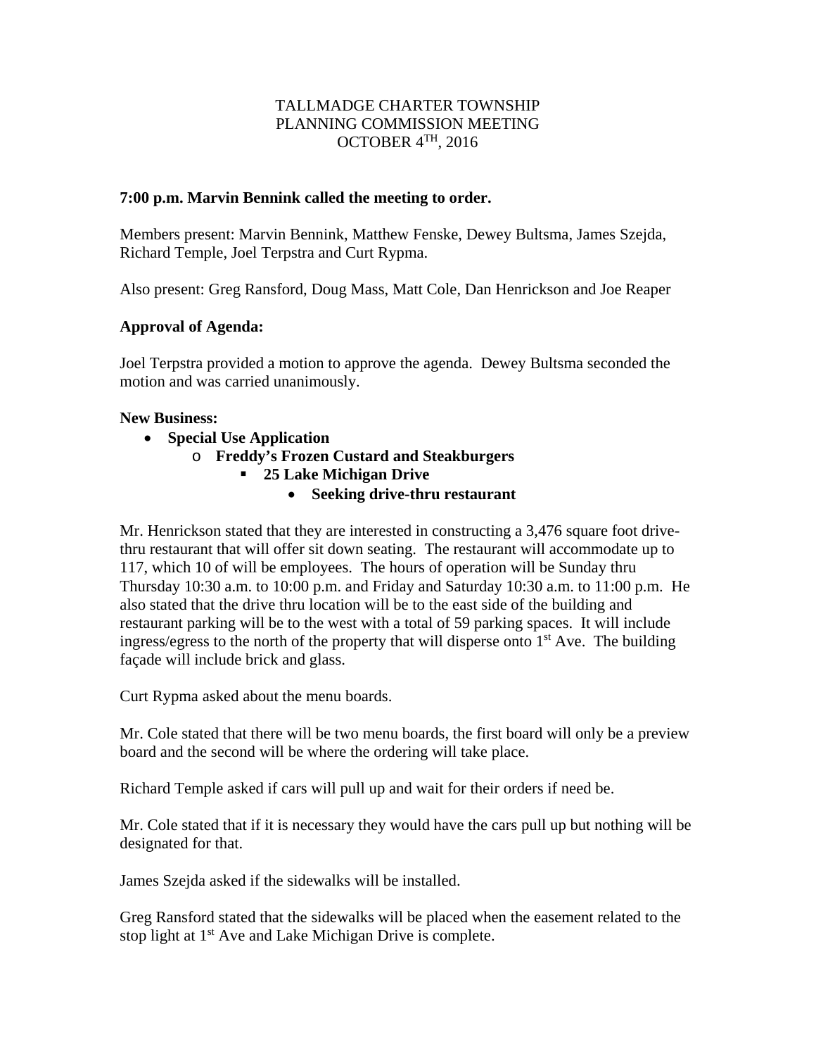TALLMADGE CHARTER TOWNSHIP
PLANNING COMMISSION MEETING
OCTOBER 4TH, 2016

**7:00 p.m. Marvin Bennink called the meeting to order.**

Members present: Marvin Bennink, Matthew Fenske, Dewey Bultsma, James Szejda, Richard Temple, Joel Terpstra and Curt Rypma.

Also present: Greg Ransford, Doug Mass, Matt Cole, Dan Henrickson and Joe Reaper

**Approval of Agenda:**

Joel Terpstra provided a motion to approve the agenda. Dewey Bultsma seconded the motion and was carried unanimously.

**New Business:**

- **Special Use Application**
  - **Freddy's Frozen Custard and Steakburgers**
    - **25 Lake Michigan Drive**
      - **Seeking drive-thru restaurant**

Mr. Henrickson stated that they are interested in constructing a 3,476 square foot drive-thru restaurant that will offer sit down seating. The restaurant will accommodate up to 117, which 10 of will be employees. The hours of operation will be Sunday thru Thursday 10:30 a.m. to 10:00 p.m. and Friday and Saturday 10:30 a.m. to 11:00 p.m. He also stated that the drive thru location will be to the east side of the building and restaurant parking will be to the west with a total of 59 parking spaces. It will include ingress/egress to the north of the property that will disperse onto 1st Ave. The building façade will include brick and glass.

Curt Rypma asked about the menu boards.

Mr. Cole stated that there will be two menu boards, the first board will only be a preview board and the second will be where the ordering will take place.

Richard Temple asked if cars will pull up and wait for their orders if need be.

Mr. Cole stated that if it is necessary they would have the cars pull up but nothing will be designated for that.

James Szejda asked if the sidewalks will be installed.

Greg Ransford stated that the sidewalks will be placed when the easement related to the stop light at 1st Ave and Lake Michigan Drive is complete.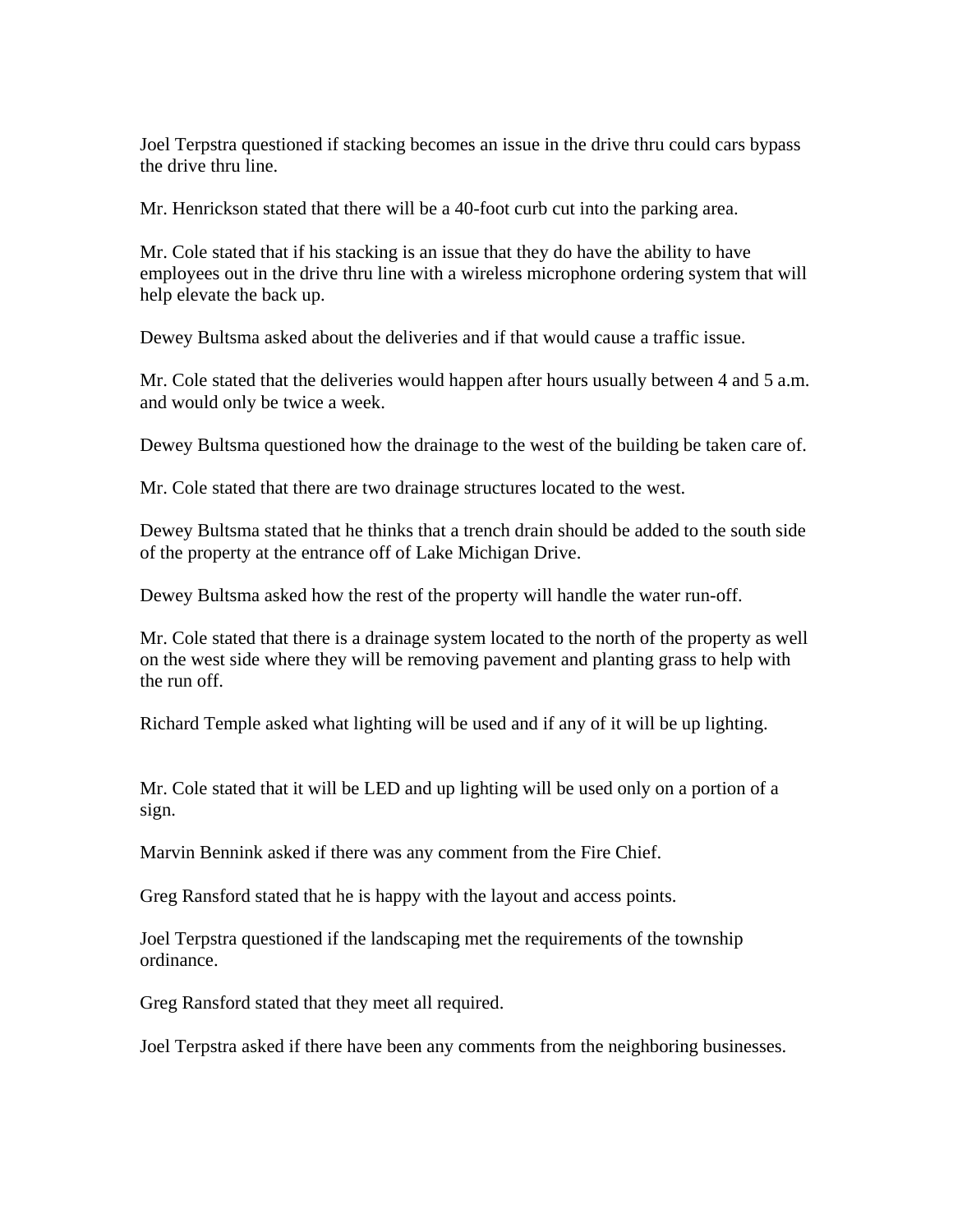Joel Terpstra questioned if stacking becomes an issue in the drive thru could cars bypass the drive thru line.

Mr. Henrickson stated that there will be a 40-foot curb cut into the parking area.

Mr. Cole stated that if his stacking is an issue that they do have the ability to have employees out in the drive thru line with a wireless microphone ordering system that will help elevate the back up.

Dewey Bultsma asked about the deliveries and if that would cause a traffic issue.

Mr. Cole stated that the deliveries would happen after hours usually between 4 and 5 a.m. and would only be twice a week.

Dewey Bultsma questioned how the drainage to the west of the building be taken care of.

Mr. Cole stated that there are two drainage structures located to the west.

Dewey Bultsma stated that he thinks that a trench drain should be added to the south side of the property at the entrance off of Lake Michigan Drive.

Dewey Bultsma asked how the rest of the property will handle the water run-off.

Mr. Cole stated that there is a drainage system located to the north of the property as well on the west side where they will be removing pavement and planting grass to help with the run off.

Richard Temple asked what lighting will be used and if any of it will be up lighting.

Mr. Cole stated that it will be LED and up lighting will be used only on a portion of a sign.

Marvin Bennink asked if there was any comment from the Fire Chief.

Greg Ransford stated that he is happy with the layout and access points.

Joel Terpstra questioned if the landscaping met the requirements of the township ordinance.

Greg Ransford stated that they meet all required.

Joel Terpstra asked if there have been any comments from the neighboring businesses.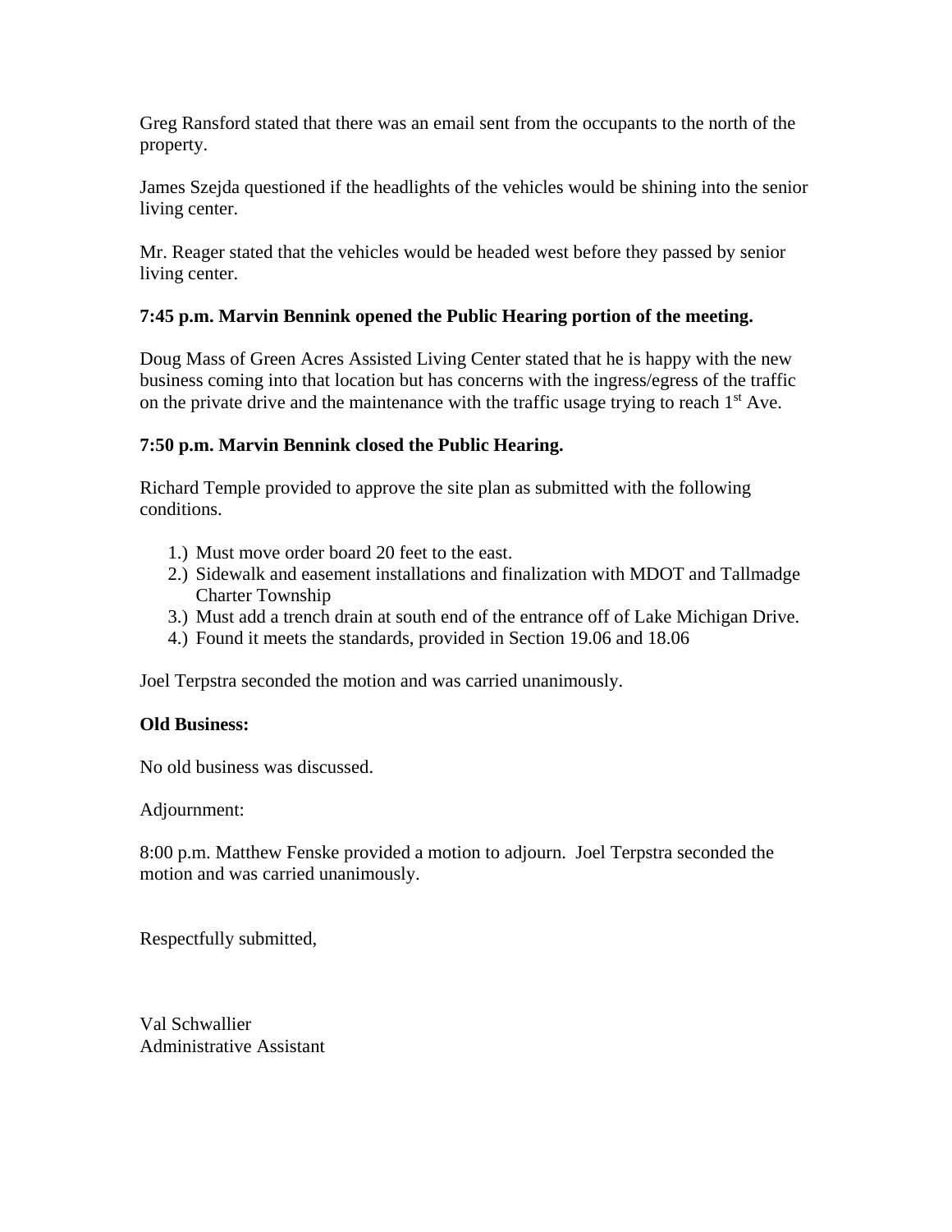Greg Ransford stated that there was an email sent from the occupants to the north of the property.

James Szejda questioned if the headlights of the vehicles would be shining into the senior living center.

Mr. Reager stated that the vehicles would be headed west before they passed by senior living center.

**7:45 p.m. Marvin Bennink opened the Public Hearing portion of the meeting.**

Doug Mass of Green Acres Assisted Living Center stated that he is happy with the new business coming into that location but has concerns with the ingress/egress of the traffic on the private drive and the maintenance with the traffic usage trying to reach 1st Ave.

**7:50 p.m. Marvin Bennink closed the Public Hearing.**

Richard Temple provided to approve the site plan as submitted with the following conditions.

1.) Must move order board 20 feet to the east.
2.) Sidewalk and easement installations and finalization with MDOT and Tallmadge Charter Township
3.) Must add a trench drain at south end of the entrance off of Lake Michigan Drive.
4.) Found it meets the standards, provided in Section 19.06 and 18.06

Joel Terpstra seconded the motion and was carried unanimously.

**Old Business:**

No old business was discussed.

Adjournment:

8:00 p.m. Matthew Fenske provided a motion to adjourn. Joel Terpstra seconded the motion and was carried unanimously.

Respectfully submitted,

Val Schwallier
Administrative Assistant